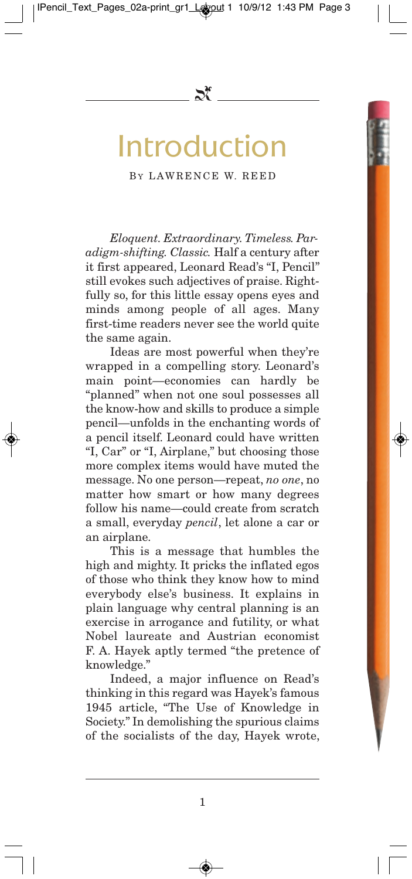# Introduction

By LAWRENCE W. REED

*Eloquent. Extraordinary. Timeless. Paradigm-shifting. Classic.* Half a century after it first appeared, Leonard Read's "I, Pencil" still evokes such adjectives of praise. Rightfully so, for this little essay opens eyes and minds among people of all ages. Many first-time readers never see the world quite the same again.

Ideas are most powerful when they're wrapped in a compelling story. Leonard's main point—economies can hardly be "planned" when not one soul possesses all the know-how and skills to produce a simple pencil—unfolds in the enchanting words of a pencil itself. Leonard could have written "I, Car" or "I, Airplane," but choosing those more complex items would have muted the message. No one person—repeat, *no one*, no matter how smart or how many degrees follow his name—could create from scratch a small, everyday *pencil*, let alone a car or an airplane.

This is a message that humbles the high and mighty. It pricks the inflated egos of those who think they know how to mind everybody else's business. It explains in plain language why central planning is an exercise in arrogance and futility, or what Nobel laureate and Austrian economist F. A. Hayek aptly termed "the pretence of knowledge."

Indeed, a major influence on Read's thinking in this regard was Hayek's famous 1945 article, "The Use of Knowledge in Society." In demolishing the spurious claims of the socialists of the day, Hayek wrote,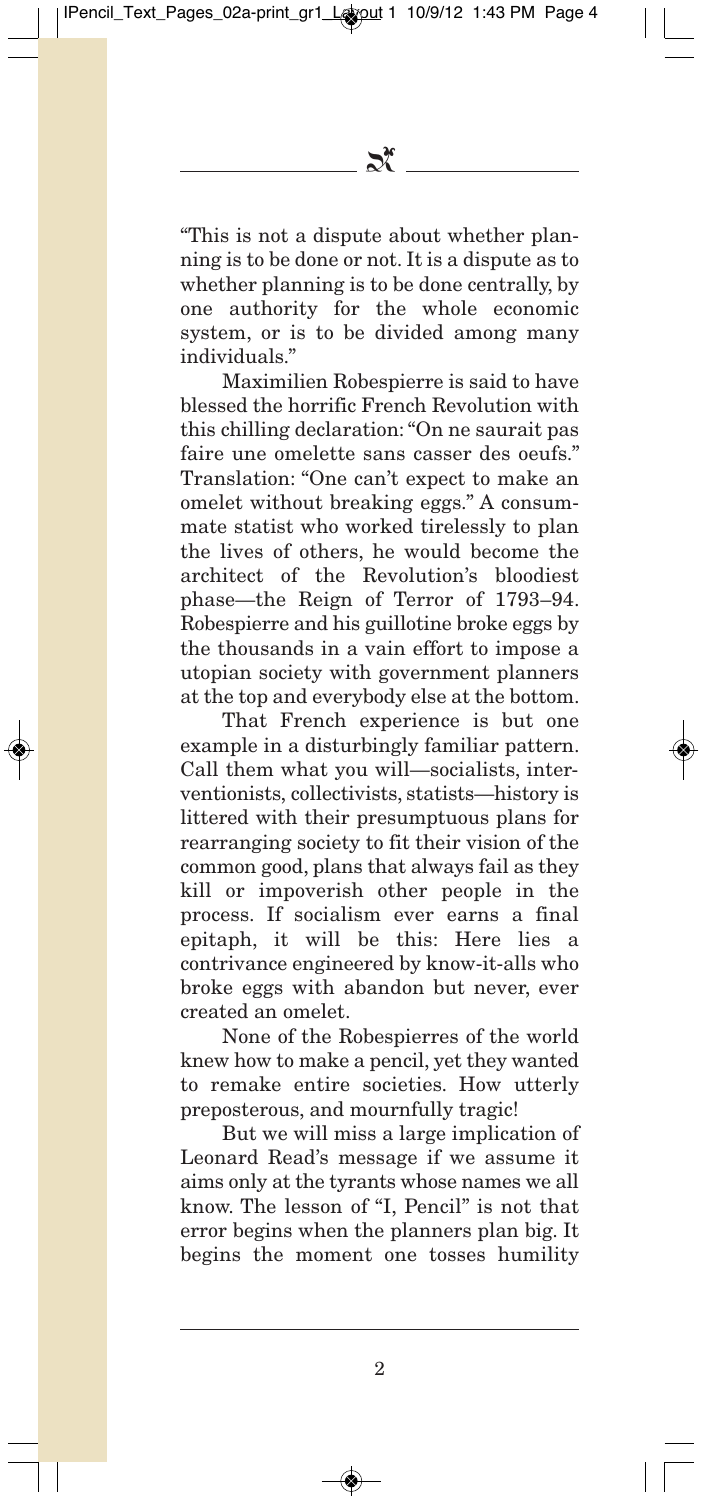"This is not a dispute about whether planning is to be done or not. It is a dispute as to whether planning is to be done centrally, by one authority for the whole economic system, or is to be divided among many individuals."

Maximilien Robespierre is said to have blessed the horrific French Revolution with this chilling declaration: "On ne saurait pas faire une omelette sans casser des oeufs." Translation: "One can't expect to make an omelet without breaking eggs." A consummate statist who worked tirelessly to plan the lives of others, he would become the architect of the Revolution's bloodiest phase—the Reign of Terror of 1793–94. Robespierre and his guillotine broke eggs by the thousands in a vain effort to impose a utopian society with government planners at the top and everybody else at the bottom.

That French experience is but one example in a disturbingly familiar pattern. Call them what you will—socialists, interventionists, collectivists, statists—history is littered with their presumptuous plans for rearranging society to fit their vision of the common good, plans that always fail as they kill or impoverish other people in the process. If socialism ever earns a final epitaph, it will be this: Here lies a contrivance engineered by know-it-alls who broke eggs with abandon but never, ever created an omelet.

None of the Robespierres of the world knew how to make a pencil, yet they wanted to remake entire societies. How utterly preposterous, and mournfully tragic!

But we will miss a large implication of Leonard Read's message if we assume it aims only at the tyrants whose names we all know. The lesson of "I, Pencil" is not that error begins when the planners plan big. It begins the moment one tosses humility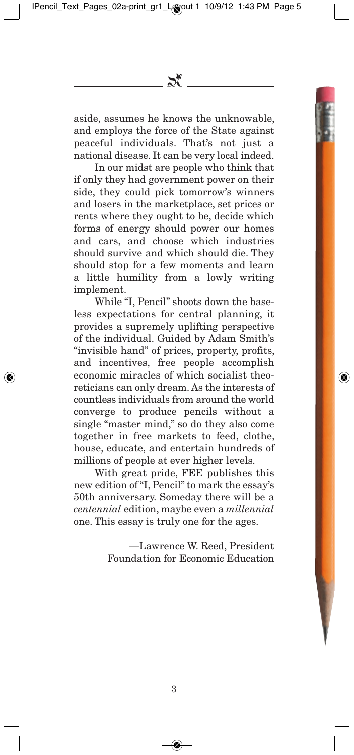aside, assumes he knows the unknowable, and employs the force of the State against peaceful individuals. That's not just a national disease. It can be very local indeed.

In our midst are people who think that if only they had government power on their side, they could pick tomorrow's winners and losers in the marketplace, set prices or rents where they ought to be, decide which forms of energy should power our homes and cars, and choose which industries should survive and which should die. They should stop for a few moments and learn a little humility from a lowly writing implement.

While "I, Pencil" shoots down the baseless expectations for central planning, it provides a supremely uplifting perspective of the individual. Guided by Adam Smith's "invisible hand" of prices, property, profits, and incentives, free people accomplish economic miracles of which socialist theoreticians can only dream. As the interests of countless individuals from around the world converge to produce pencils without a single "master mind," so do they also come together in free markets to feed, clothe, house, educate, and entertain hundreds of millions of people at ever higher levels.

With great pride, FEE publishes this new edition of "I, Pencil" to mark the essay's 50th anniversary. Someday there will be a *centennial* edition, maybe even a *millennial* one. This essay is truly one for the ages.

—Lawrence W. Reed, President
Foundation for Economic Education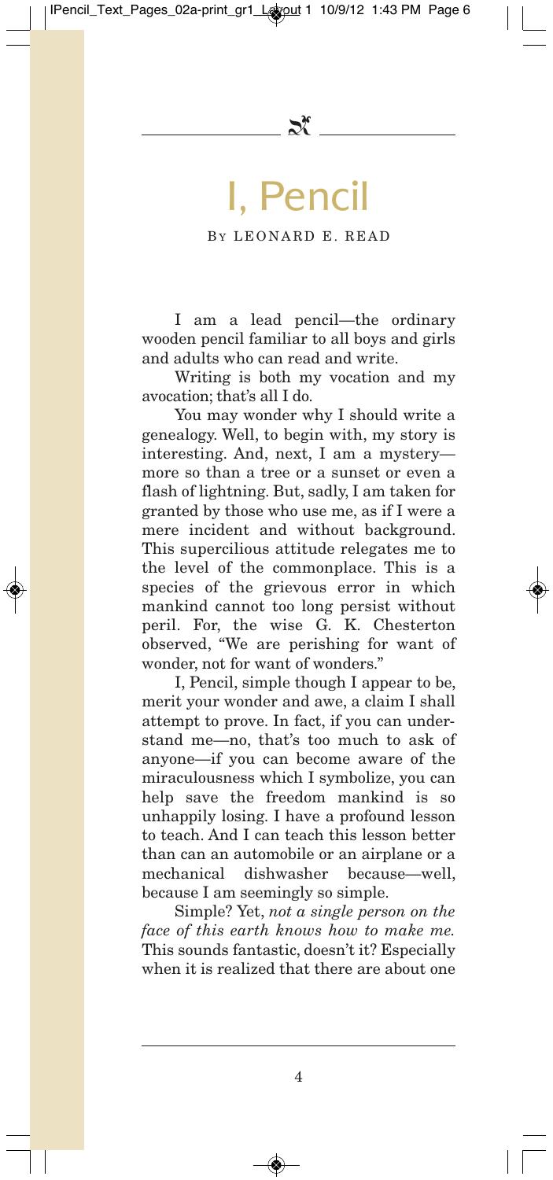# I, Pencil

By Leonard E. Read

I am a lead pencil—the ordinary wooden pencil familiar to all boys and girls and adults who can read and write.

Writing is both my vocation and my avocation; that's all I do.

You may wonder why I should write a genealogy. Well, to begin with, my story is interesting. And, next, I am a mystery—more so than a tree or a sunset or even a flash of lightning. But, sadly, I am taken for granted by those who use me, as if I were a mere incident and without background. This supercilious attitude relegates me to the level of the commonplace. This is a species of the grievous error in which mankind cannot too long persist without peril. For, the wise G. K. Chesterton observed, "We are perishing for want of wonder, not for want of wonders."

I, Pencil, simple though I appear to be, merit your wonder and awe, a claim I shall attempt to prove. In fact, if you can understand me—no, that's too much to ask of anyone—if you can become aware of the miraculousness which I symbolize, you can help save the freedom mankind is so unhappily losing. I have a profound lesson to teach. And I can teach this lesson better than can an automobile or an airplane or a mechanical dishwasher because—well, because I am seemingly so simple.

Simple? Yet, *not a single person on the face of this earth knows how to make me.* This sounds fantastic, doesn't it? Especially when it is realized that there are about one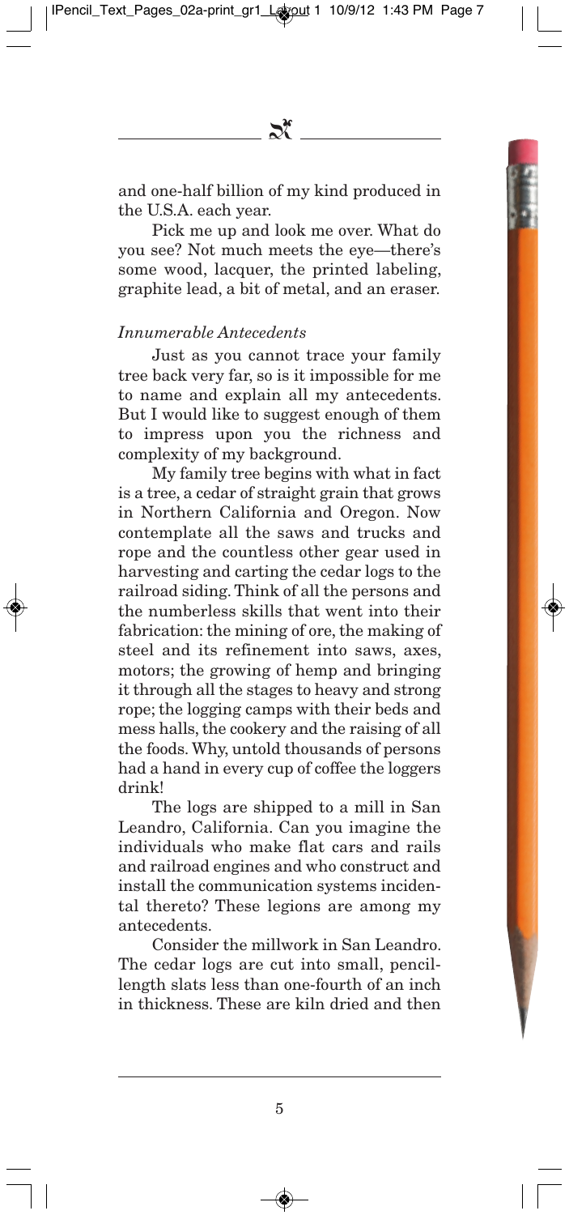and one-half billion of my kind produced in the U.S.A. each year.

Pick me up and look me over. What do you see? Not much meets the eye—there's some wood, lacquer, the printed labeling, graphite lead, a bit of metal, and an eraser.

### *Innumerable Antecedents*

Just as you cannot trace your family tree back very far, so is it impossible for me to name and explain all my antecedents. But I would like to suggest enough of them to impress upon you the richness and complexity of my background.

My family tree begins with what in fact is a tree, a cedar of straight grain that grows in Northern California and Oregon. Now contemplate all the saws and trucks and rope and the countless other gear used in harvesting and carting the cedar logs to the railroad siding. Think of all the persons and the numberless skills that went into their fabrication: the mining of ore, the making of steel and its refinement into saws, axes, motors; the growing of hemp and bringing it through all the stages to heavy and strong rope; the logging camps with their beds and mess halls, the cookery and the raising of all the foods. Why, untold thousands of persons had a hand in every cup of coffee the loggers drink!

The logs are shipped to a mill in San Leandro, California. Can you imagine the individuals who make flat cars and rails and railroad engines and who construct and install the communication systems incidental thereto? These legions are among my antecedents.

Consider the millwork in San Leandro. The cedar logs are cut into small, pencil-length slats less than one-fourth of an inch in thickness. These are kiln dried and then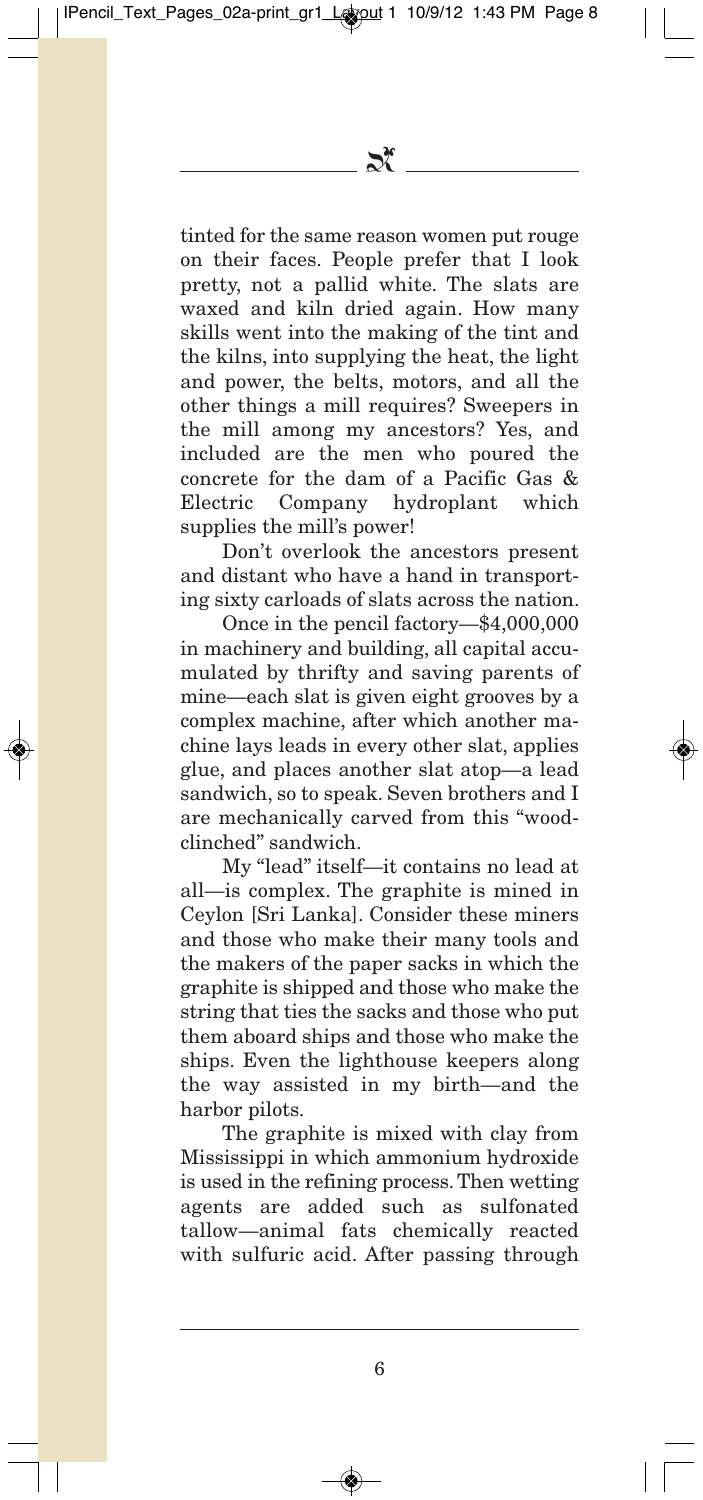tinted for the same reason women put rouge on their faces. People prefer that I look pretty, not a pallid white. The slats are waxed and kiln dried again. How many skills went into the making of the tint and the kilns, into supplying the heat, the light and power, the belts, motors, and all the other things a mill requires? Sweepers in the mill among my ancestors? Yes, and included are the men who poured the concrete for the dam of a Pacific Gas & Electric Company hydroplant which supplies the mill's power!

Don't overlook the ancestors present and distant who have a hand in transporting sixty carloads of slats across the nation.

Once in the pencil factory—$4,000,000 in machinery and building, all capital accumulated by thrifty and saving parents of mine—each slat is given eight grooves by a complex machine, after which another machine lays leads in every other slat, applies glue, and places another slat atop—a lead sandwich, so to speak. Seven brothers and I are mechanically carved from this "wood-clinched" sandwich.

My "lead" itself—it contains no lead at all—is complex. The graphite is mined in Ceylon [Sri Lanka]. Consider these miners and those who make their many tools and the makers of the paper sacks in which the graphite is shipped and those who make the string that ties the sacks and those who put them aboard ships and those who make the ships. Even the lighthouse keepers along the way assisted in my birth—and the harbor pilots.

The graphite is mixed with clay from Mississippi in which ammonium hydroxide is used in the refining process. Then wetting agents are added such as sulfonated tallow—animal fats chemically reacted with sulfuric acid. After passing through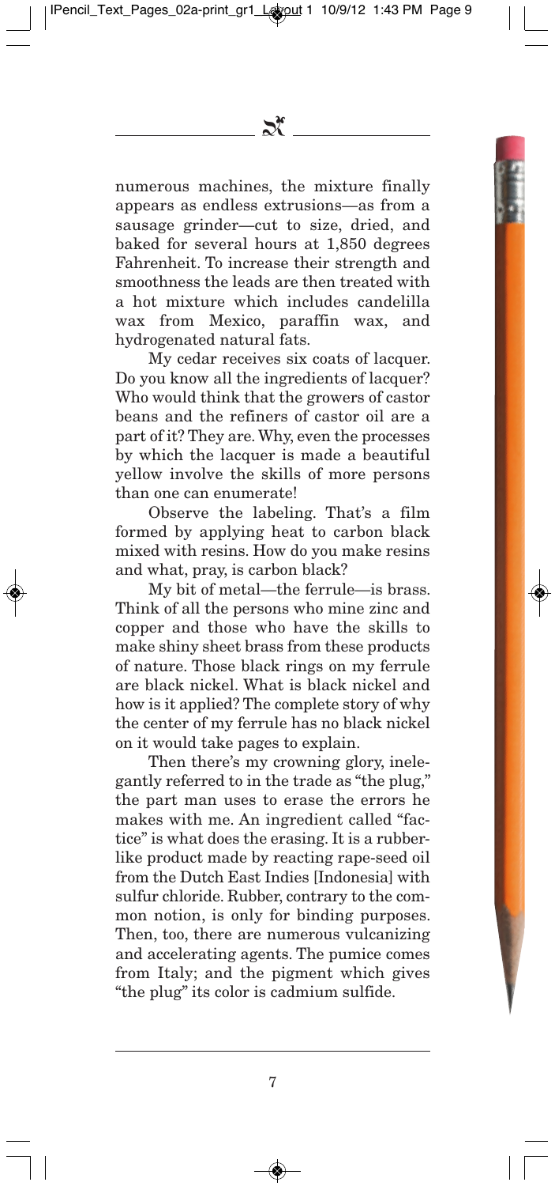numerous machines, the mixture finally appears as endless extrusions—as from a sausage grinder—cut to size, dried, and baked for several hours at 1,850 degrees Fahrenheit. To increase their strength and smoothness the leads are then treated with a hot mixture which includes candelilla wax from Mexico, paraffin wax, and hydrogenated natural fats.

My cedar receives six coats of lacquer. Do you know all the ingredients of lacquer? Who would think that the growers of castor beans and the refiners of castor oil are a part of it? They are. Why, even the processes by which the lacquer is made a beautiful yellow involve the skills of more persons than one can enumerate!

Observe the labeling. That's a film formed by applying heat to carbon black mixed with resins. How do you make resins and what, pray, is carbon black?

My bit of metal—the ferrule—is brass. Think of all the persons who mine zinc and copper and those who have the skills to make shiny sheet brass from these products of nature. Those black rings on my ferrule are black nickel. What is black nickel and how is it applied? The complete story of why the center of my ferrule has no black nickel on it would take pages to explain.

Then there's my crowning glory, inelegantly referred to in the trade as "the plug," the part man uses to erase the errors he makes with me. An ingredient called "factice" is what does the erasing. It is a rubber-like product made by reacting rape-seed oil from the Dutch East Indies [Indonesia] with sulfur chloride. Rubber, contrary to the common notion, is only for binding purposes. Then, too, there are numerous vulcanizing and accelerating agents. The pumice comes from Italy; and the pigment which gives "the plug" its color is cadmium sulfide.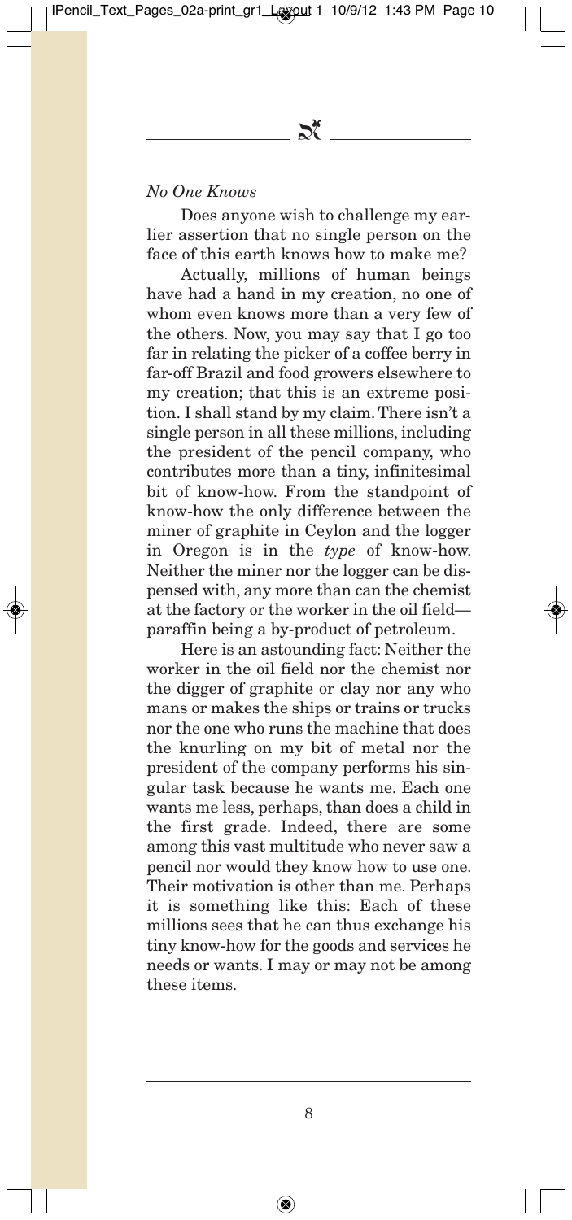*No One Knows*

Does anyone wish to challenge my earlier assertion that no single person on the face of this earth knows how to make me?

Actually, millions of human beings have had a hand in my creation, no one of whom even knows more than a very few of the others. Now, you may say that I go too far in relating the picker of a coffee berry in far-off Brazil and food growers elsewhere to my creation; that this is an extreme position. I shall stand by my claim. There isn't a single person in all these millions, including the president of the pencil company, who contributes more than a tiny, infinitesimal bit of know-how. From the standpoint of know-how the only difference between the miner of graphite in Ceylon and the logger in Oregon is in the *type* of know-how. Neither the miner nor the logger can be dispensed with, any more than can the chemist at the factory or the worker in the oil field—paraffin being a by-product of petroleum.

Here is an astounding fact: Neither the worker in the oil field nor the chemist nor the digger of graphite or clay nor any who mans or makes the ships or trains or trucks nor the one who runs the machine that does the knurling on my bit of metal nor the president of the company performs his singular task because he wants me. Each one wants me less, perhaps, than does a child in the first grade. Indeed, there are some among this vast multitude who never saw a pencil nor would they know how to use one. Their motivation is other than me. Perhaps it is something like this: Each of these millions sees that he can thus exchange his tiny know-how for the goods and services he needs or wants. I may or may not be among these items.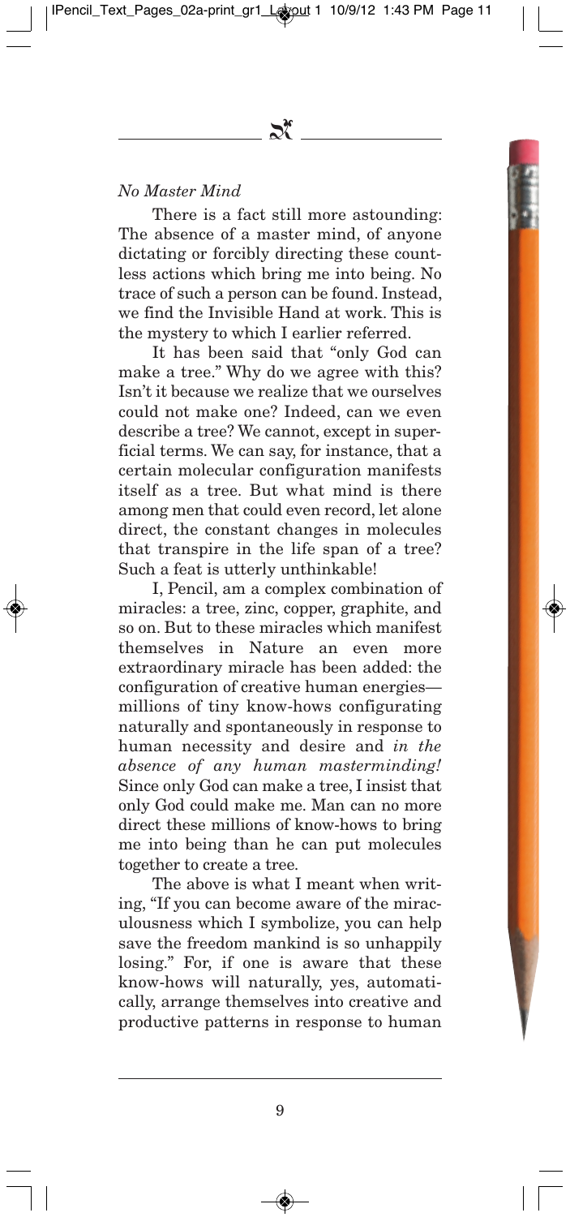*No Master Mind*

There is a fact still more astounding: The absence of a master mind, of anyone dictating or forcibly directing these countless actions which bring me into being. No trace of such a person can be found. Instead, we find the Invisible Hand at work. This is the mystery to which I earlier referred.

It has been said that "only God can make a tree." Why do we agree with this? Isn't it because we realize that we ourselves could not make one? Indeed, can we even describe a tree? We cannot, except in superficial terms. We can say, for instance, that a certain molecular configuration manifests itself as a tree. But what mind is there among men that could even record, let alone direct, the constant changes in molecules that transpire in the life span of a tree? Such a feat is utterly unthinkable!

I, Pencil, am a complex combination of miracles: a tree, zinc, copper, graphite, and so on. But to these miracles which manifest themselves in Nature an even more extraordinary miracle has been added: the configuration of creative human energies—millions of tiny know-hows configurating naturally and spontaneously in response to human necessity and desire and *in the absence of any human masterminding!* Since only God can make a tree, I insist that only God could make me. Man can no more direct these millions of know-hows to bring me into being than he can put molecules together to create a tree.

The above is what I meant when writing, "If you can become aware of the miraculousness which I symbolize, you can help save the freedom mankind is so unhappily losing." For, if one is aware that these know-hows will naturally, yes, automatically, arrange themselves into creative and productive patterns in response to human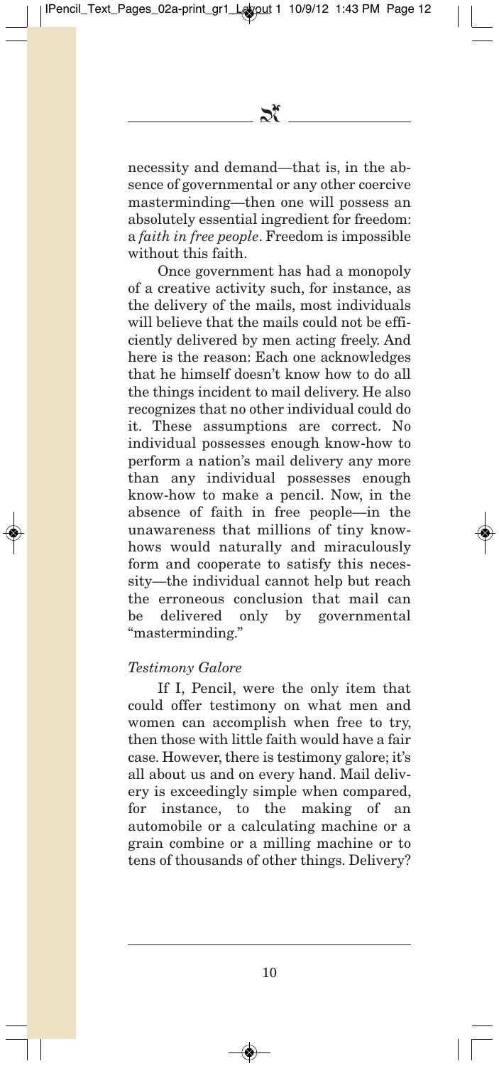necessity and demand—that is, in the absence of governmental or any other coercive masterminding—then one will possess an absolutely essential ingredient for freedom: a *faith in free people*. Freedom is impossible without this faith.

Once government has had a monopoly of a creative activity such, for instance, as the delivery of the mails, most individuals will believe that the mails could not be efficiently delivered by men acting freely. And here is the reason: Each one acknowledges that he himself doesn't know how to do all the things incident to mail delivery. He also recognizes that no other individual could do it. These assumptions are correct. No individual possesses enough know-how to perform a nation's mail delivery any more than any individual possesses enough know-how to make a pencil. Now, in the absence of faith in free people—in the unawareness that millions of tiny know-hows would naturally and miraculously form and cooperate to satisfy this necessity—the individual cannot help but reach the erroneous conclusion that mail can be delivered only by governmental "masterminding."

*Testimony Galore*

If I, Pencil, were the only item that could offer testimony on what men and women can accomplish when free to try, then those with little faith would have a fair case. However, there is testimony galore; it's all about us and on every hand. Mail delivery is exceedingly simple when compared, for instance, to the making of an automobile or a calculating machine or a grain combine or a milling machine or to tens of thousands of other things. Delivery?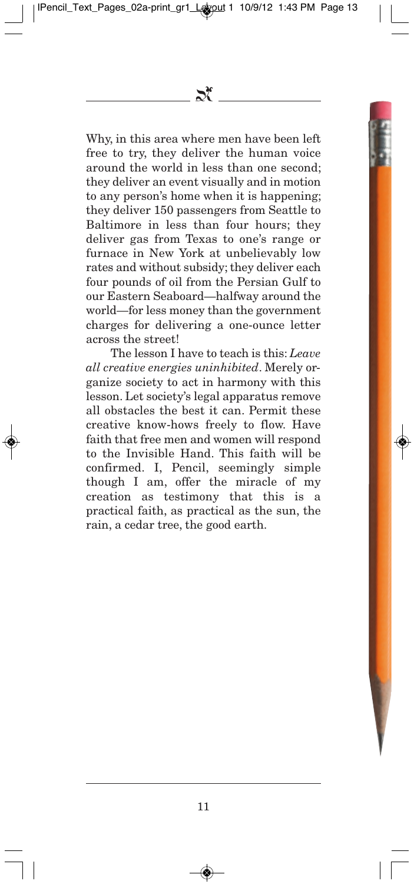Why, in this area where men have been left free to try, they deliver the human voice around the world in less than one second; they deliver an event visually and in motion to any person's home when it is happening; they deliver 150 passengers from Seattle to Baltimore in less than four hours; they deliver gas from Texas to one's range or furnace in New York at unbelievably low rates and without subsidy; they deliver each four pounds of oil from the Persian Gulf to our Eastern Seaboard—halfway around the world—for less money than the government charges for delivering a one-ounce letter across the street!

The lesson I have to teach is this: *Leave all creative energies uninhibited*. Merely organize society to act in harmony with this lesson. Let society's legal apparatus remove all obstacles the best it can. Permit these creative know-hows freely to flow. Have faith that free men and women will respond to the Invisible Hand. This faith will be confirmed. I, Pencil, seemingly simple though I am, offer the miracle of my creation as testimony that this is a practical faith, as practical as the sun, the rain, a cedar tree, the good earth.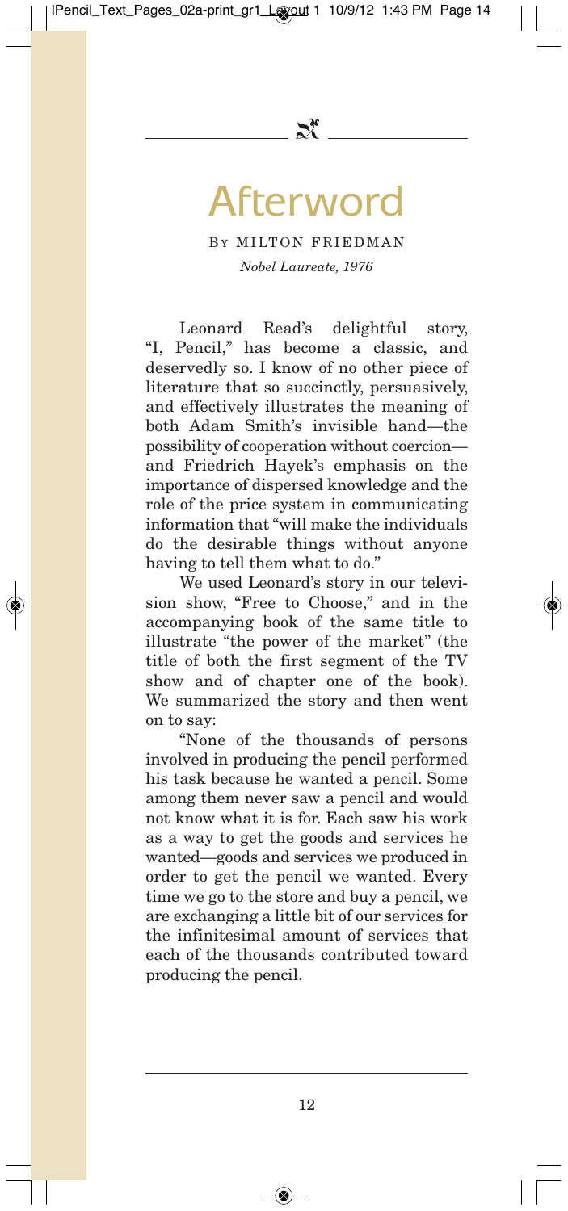# Afterword

By MILTON FRIEDMAN

*Nobel Laureate, 1976*

Leonard Read's delightful story, "I, Pencil," has become a classic, and deservedly so. I know of no other piece of literature that so succinctly, persuasively, and effectively illustrates the meaning of both Adam Smith's invisible hand—the possibility of cooperation without coercion—and Friedrich Hayek's emphasis on the importance of dispersed knowledge and the role of the price system in communicating information that "will make the individuals do the desirable things without anyone having to tell them what to do."

We used Leonard's story in our television show, "Free to Choose," and in the accompanying book of the same title to illustrate "the power of the market" (the title of both the first segment of the TV show and of chapter one of the book). We summarized the story and then went on to say:

"None of the thousands of persons involved in producing the pencil performed his task because he wanted a pencil. Some among them never saw a pencil and would not know what it is for. Each saw his work as a way to get the goods and services he wanted—goods and services we produced in order to get the pencil we wanted. Every time we go to the store and buy a pencil, we are exchanging a little bit of our services for the infinitesimal amount of services that each of the thousands contributed toward producing the pencil.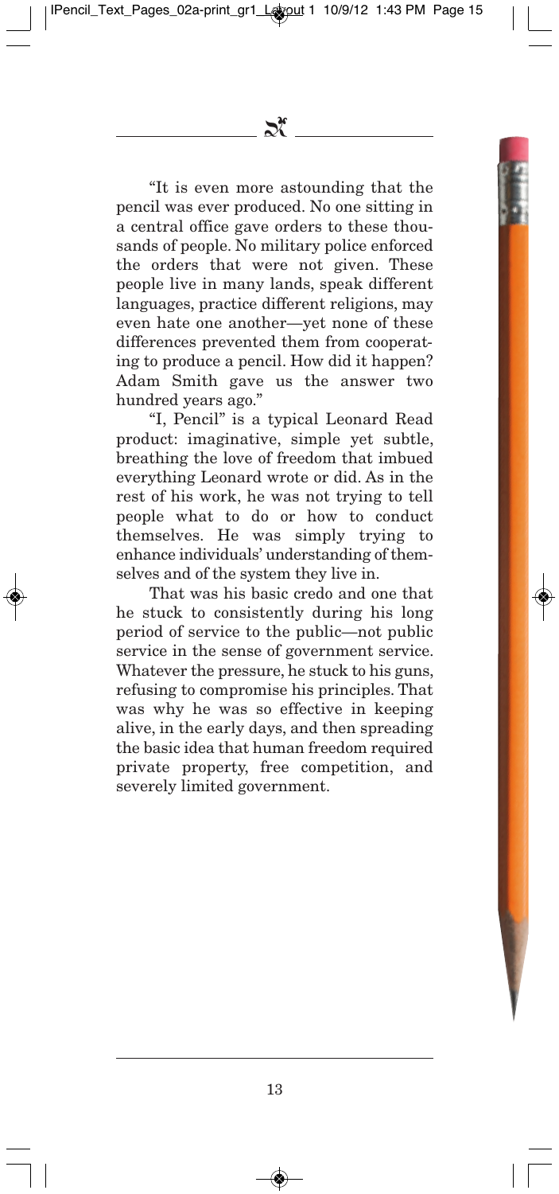"It is even more astounding that the pencil was ever produced. No one sitting in a central office gave orders to these thousands of people. No military police enforced the orders that were not given. These people live in many lands, speak different languages, practice different religions, may even hate one another—yet none of these differences prevented them from cooperating to produce a pencil. How did it happen? Adam Smith gave us the answer two hundred years ago."

"I, Pencil" is a typical Leonard Read product: imaginative, simple yet subtle, breathing the love of freedom that imbued everything Leonard wrote or did. As in the rest of his work, he was not trying to tell people what to do or how to conduct themselves. He was simply trying to enhance individuals' understanding of themselves and of the system they live in.

That was his basic credo and one that he stuck to consistently during his long period of service to the public—not public service in the sense of government service. Whatever the pressure, he stuck to his guns, refusing to compromise his principles. That was why he was so effective in keeping alive, in the early days, and then spreading the basic idea that human freedom required private property, free competition, and severely limited government.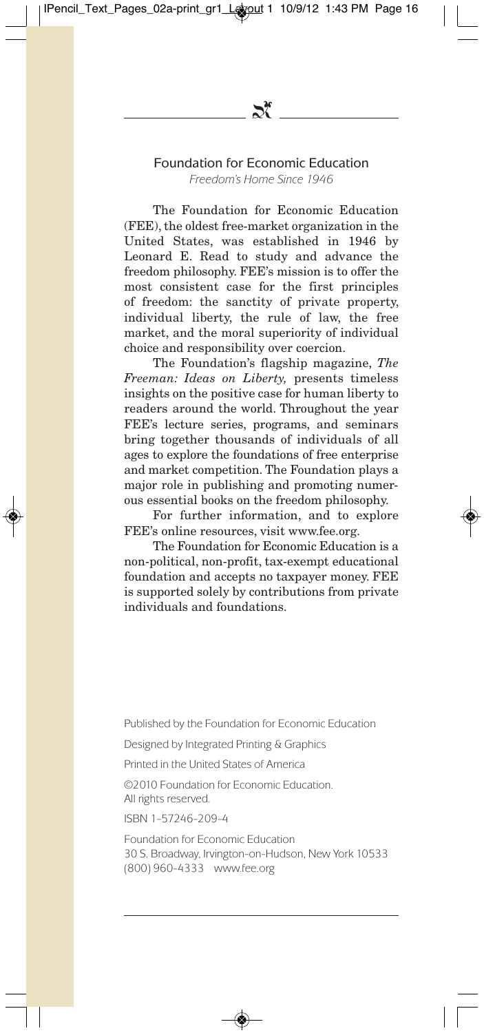## Foundation for Economic Education

*Freedom's Home Since 1946*

The Foundation for Economic Education (FEE), the oldest free-market organization in the United States, was established in 1946 by Leonard E. Read to study and advance the freedom philosophy. FEE's mission is to offer the most consistent case for the first principles of freedom: the sanctity of private property, individual liberty, the rule of law, the free market, and the moral superiority of individual choice and responsibility over coercion.

The Foundation's flagship magazine, *The Freeman: Ideas on Liberty,* presents timeless insights on the positive case for human liberty to readers around the world. Throughout the year FEE's lecture series, programs, and seminars bring together thousands of individuals of all ages to explore the foundations of free enterprise and market competition. The Foundation plays a major role in publishing and promoting numerous essential books on the freedom philosophy.

For further information, and to explore FEE's online resources, visit www.fee.org.

The Foundation for Economic Education is a non-political, non-profit, tax-exempt educational foundation and accepts no taxpayer money. FEE is supported solely by contributions from private individuals and foundations.

Published by the Foundation for Economic Education

Designed by Integrated Printing & Graphics

Printed in the United States of America

©2010 Foundation for Economic Education.
All rights reserved.

ISBN 1-57246-209-4

Foundation for Economic Education
30 S. Broadway, Irvington-on-Hudson, New York 10533
(800) 960-4333 www.fee.org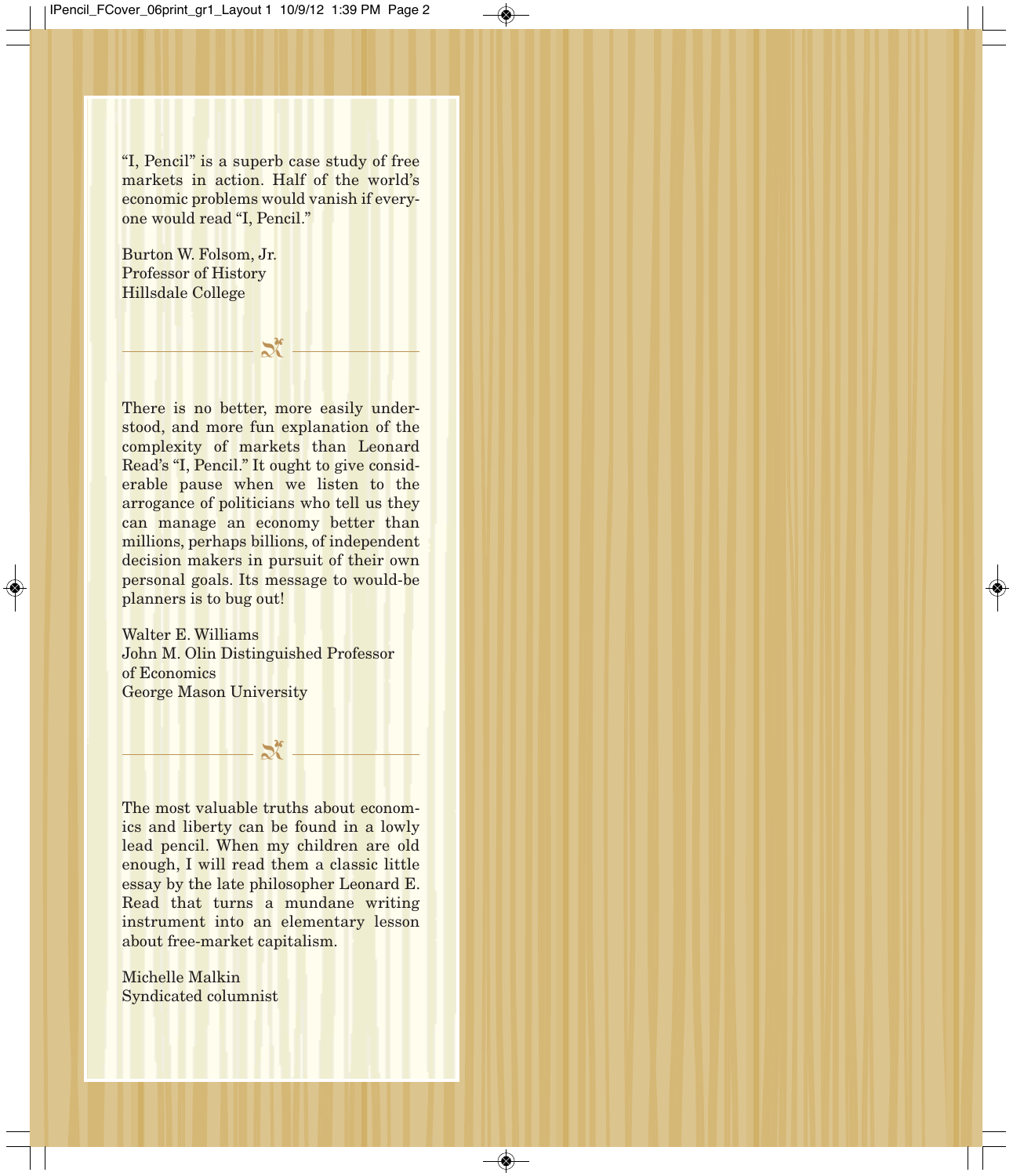"I, Pencil" is a superb case study of free markets in action. Half of the world's economic problems would vanish if everyone would read "I, Pencil."

Burton W. Folsom, Jr.
Professor of History
Hillsdale College

---

There is no better, more easily understood, and more fun explanation of the complexity of markets than Leonard Read's "I, Pencil." It ought to give considerable pause when we listen to the arrogance of politicians who tell us they can manage an economy better than millions, perhaps billions, of independent decision makers in pursuit of their own personal goals. Its message to would-be planners is to bug out!

Walter E. Williams
John M. Olin Distinguished Professor of Economics
George Mason University

---

The most valuable truths about economics and liberty can be found in a lowly lead pencil. When my children are old enough, I will read them a classic little essay by the late philosopher Leonard E. Read that turns a mundane writing instrument into an elementary lesson about free-market capitalism.

Michelle Malkin
Syndicated columnist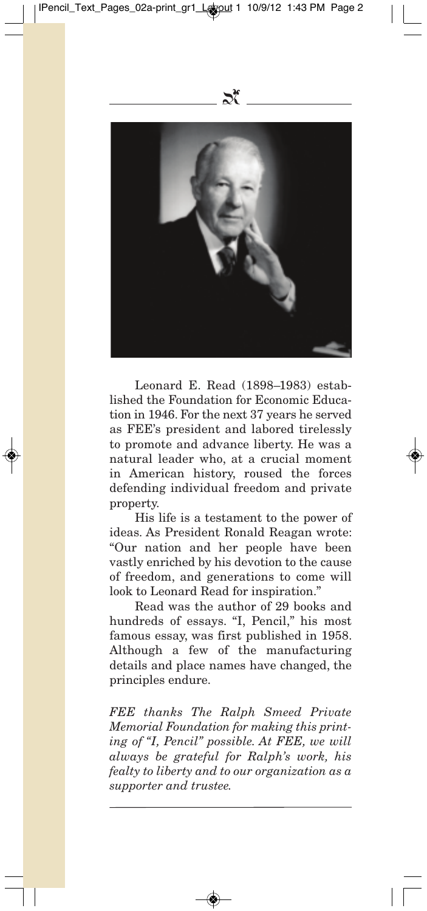Leonard E. Read (1898–1983) established the Foundation for Economic Education in 1946. For the next 37 years he served as FEE's president and labored tirelessly to promote and advance liberty. He was a natural leader who, at a crucial moment in American history, roused the forces defending individual freedom and private property.

His life is a testament to the power of ideas. As President Ronald Reagan wrote: "Our nation and her people have been vastly enriched by his devotion to the cause of freedom, and generations to come will look to Leonard Read for inspiration."

Read was the author of 29 books and hundreds of essays. "I, Pencil," his most famous essay, was first published in 1958. Although a few of the manufacturing details and place names have changed, the principles endure.

*FEE thanks The Ralph Smeed Private Memorial Foundation for making this printing of "I, Pencil" possible. At FEE, we will always be grateful for Ralph's work, his fealty to liberty and to our organization as a supporter and trustee.*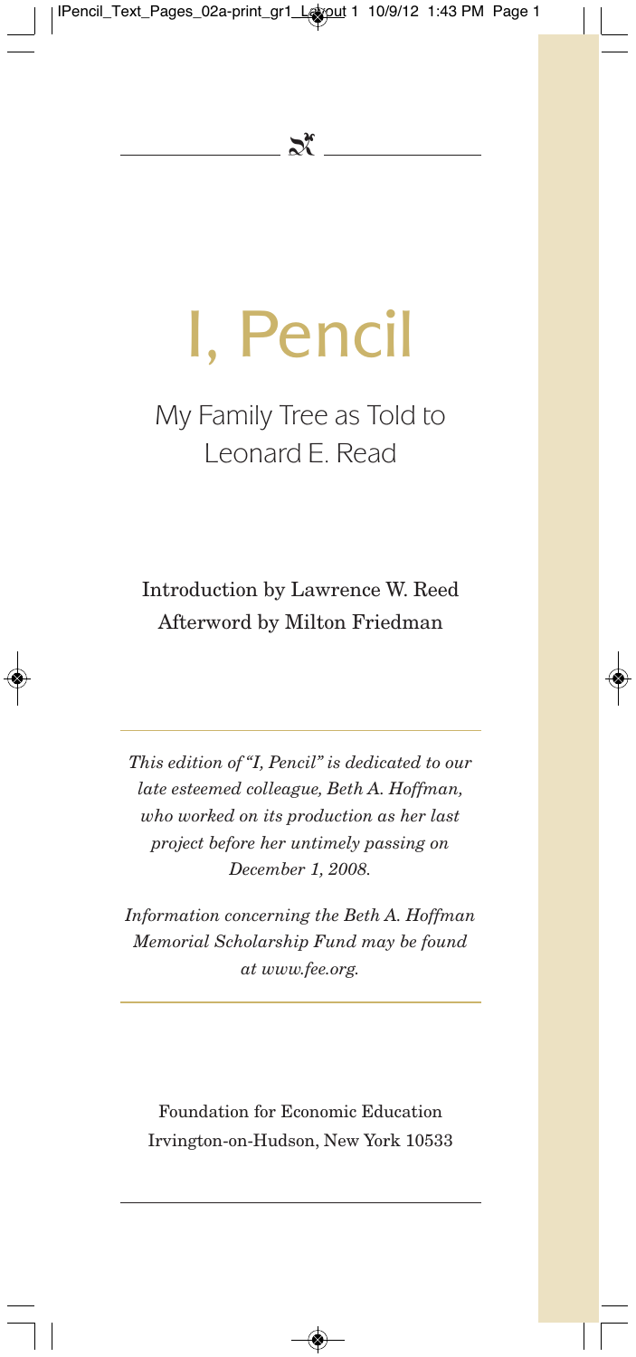# I, Pencil

My Family Tree as Told to Leonard E. Read

Introduction by Lawrence W. Reed

Afterword by Milton Friedman

---

*This edition of "I, Pencil" is dedicated to our late esteemed colleague, Beth A. Hoffman, who worked on its production as her last project before her untimely passing on December 1, 2008.*

*Information concerning the Beth A. Hoffman Memorial Scholarship Fund may be found at www.fee.org.*

---

Foundation for Economic Education
Irvington-on-Hudson, New York 10533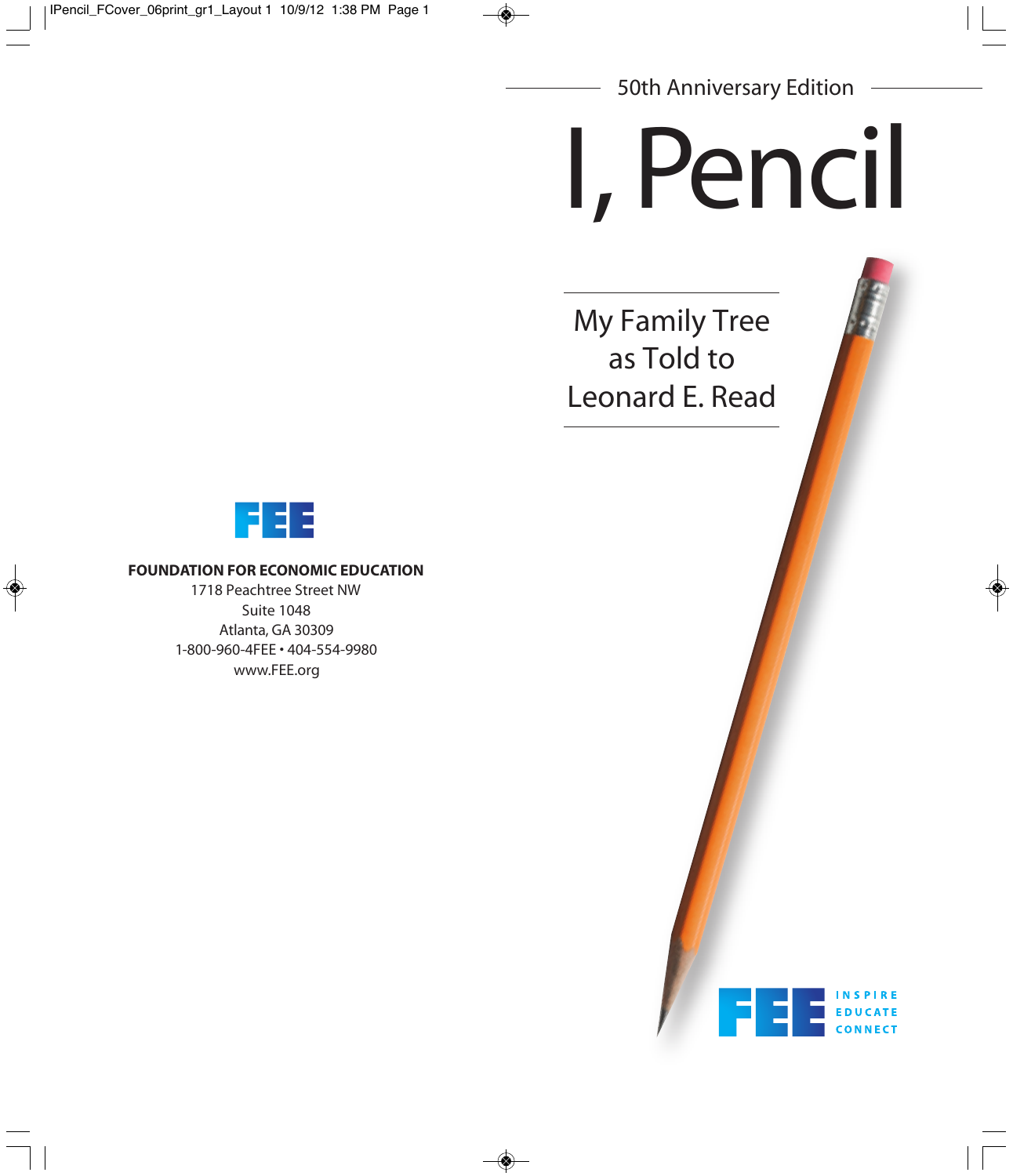50th Anniversary Edition

# I, Pencil

## My Family Tree as Told to Leonard E. Read

FEE

**FOUNDATION FOR ECONOMIC EDUCATION**
1718 Peachtree Street NW
Suite 1048
Atlanta, GA 30309
1-800-960-4FEE • 404-554-9980
www.FEE.org

FEE INSPIRE EDUCATE CONNECT